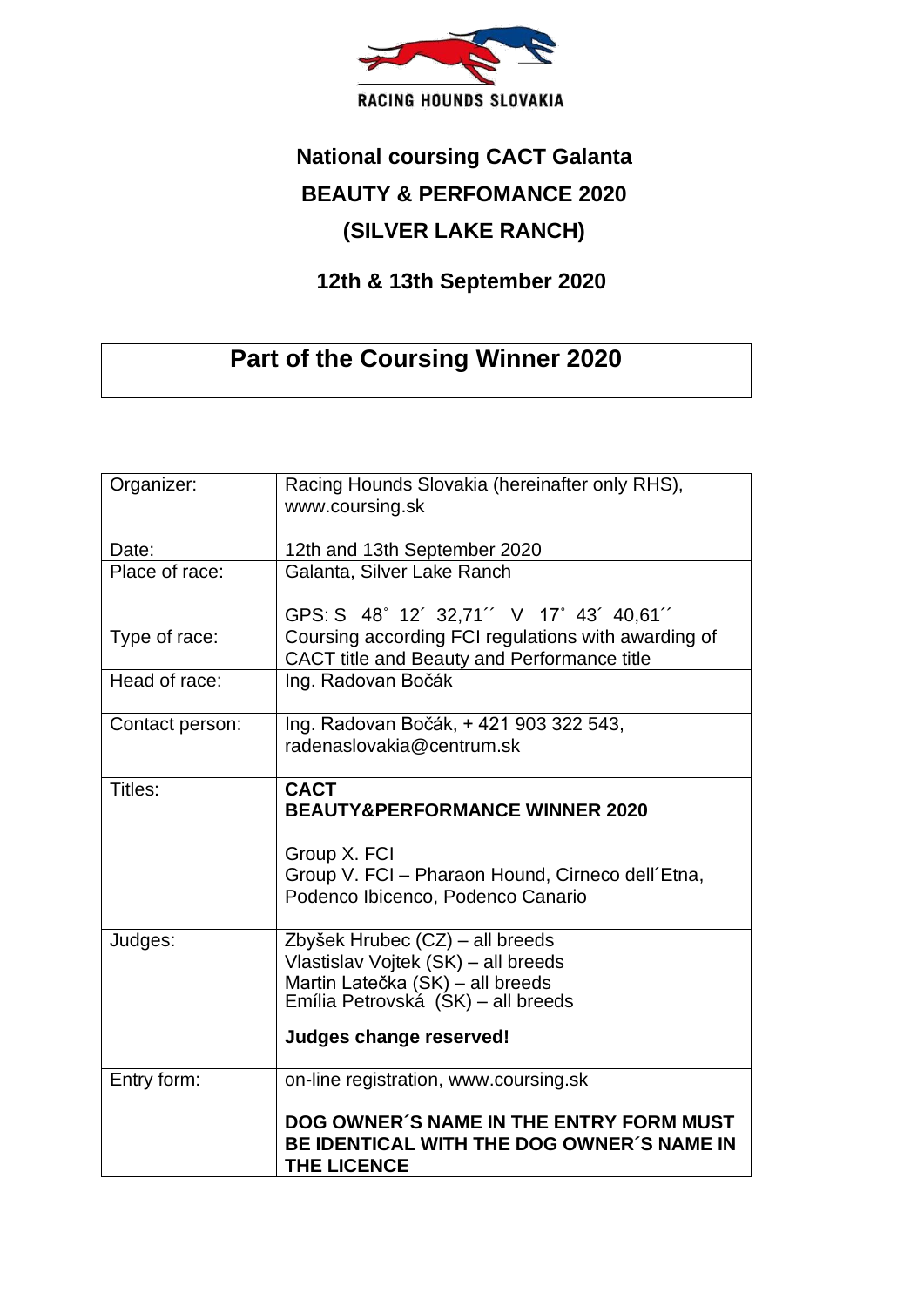RACING HOUNDS SLOVAKIA

# National coursing CACT Galanta

## BEAUTY & PERFOMANCE 2020

## (SILVER LAKE RANCH)

### 12th & 13th September 2020

| **Part of the Coursing Winner 2020** |
|---|

| | |
|---|---|
| Organizer: | Racing Hounds Slovakia (hereinafter only RHS), www.coursing.sk |
| Date: | 12th and 13th September 2020 |
| Place of race: | Galanta, Silver Lake Ranch<br><br>GPS: S 48˚ 12´ 32,71´´ V 17˚ 43´ 40,61´´ |
| Type of race: | Coursing according FCI regulations with awarding of CACT title and Beauty and Performance title |
| Head of race: | Ing. Radovan Bočák |
| Contact person: | Ing. Radovan Bočák, + 421 903 322 543, radenaslovakia@centrum.sk |
| Titles: | **CACT**<br>**BEAUTY&PERFORMANCE WINNER 2020**<br><br>Group X. FCI<br>Group V. FCI – Pharaon Hound, Cirneco dell´Etna, Podenco Ibicenco, Podenco Canario |
| Judges: | Zbyšek Hrubec (CZ) – all breeds<br>Vlastislav Vojtek (SK) – all breeds<br>Martin Latečka (SK) – all breeds<br>Emília Petrovská (SK) – all breeds<br><br>**Judges change reserved!** |
| Entry form: | on-line registration, www.coursing.sk<br><br>**DOG OWNER´S NAME IN THE ENTRY FORM MUST BE IDENTICAL WITH THE DOG OWNER´S NAME IN THE LICENCE** |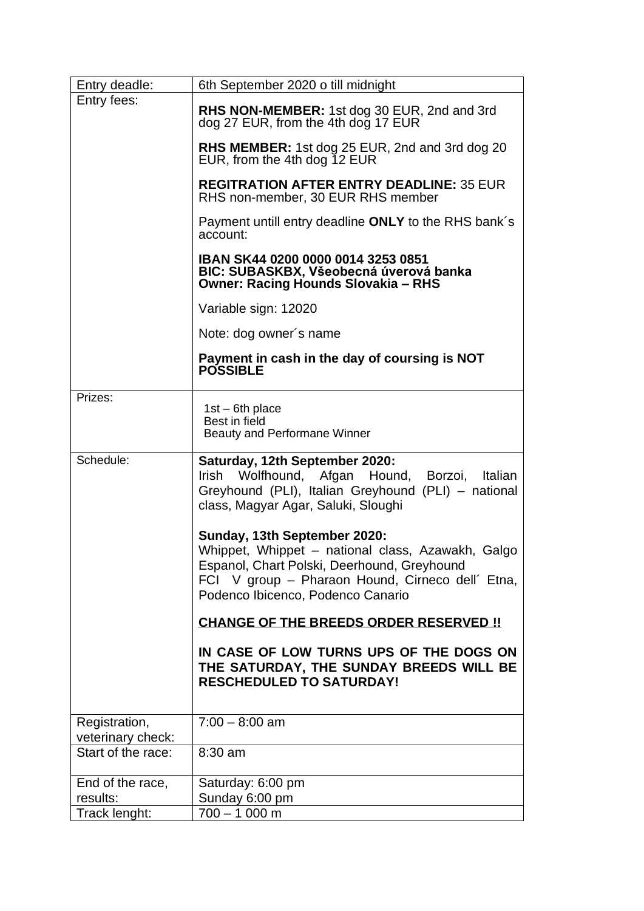| Entry deadle: | 6th September 2020 o till midnight |
|---|---|
| Entry fees: | **RHS NON-MEMBER:** 1st dog 30 EUR, 2nd and 3rd dog 27 EUR, from the 4th dog 17 EUR<br><br>**RHS MEMBER:** 1st dog 25 EUR, 2nd and 3rd dog 20 EUR, from the 4th dog 12 EUR<br><br>**REGITRATION AFTER ENTRY DEADLINE:** 35 EUR RHS non-member, 30 EUR RHS member<br><br>Payment untill entry deadline **ONLY** to the RHS bank´s account:<br><br>**IBAN SK44 0200 0000 0014 3253 0851**<br>**BIC: SUBASKBX, Všeobecná úverová banka**<br>**Owner: Racing Hounds Slovakia – RHS**<br><br>Variable sign: 12020<br><br>Note: dog owner´s name<br><br>**Payment in cash in the day of coursing is NOT POSSIBLE** |
| Prizes: | 1st – 6th place<br>Best in field<br>Beauty and Performane Winner |
| Schedule: | **Saturday, 12th September 2020:**<br>Irish Wolfhound, Afgan Hound, Borzoi, Italian Greyhound (PLI), Italian Greyhound (PLI) – national class, Magyar Agar, Saluki, Sloughi<br><br>**Sunday, 13th September 2020:**<br>Whippet, Whippet – national class, Azawakh, Galgo Espanol, Chart Polski, Deerhound, Greyhound<br>FCI V group – Pharaon Hound, Cirneco dell´ Etna, Podenco Ibicenco, Podenco Canario<br><br>**CHANGE OF THE BREEDS ORDER RESERVED !!**<br><br>**IN CASE OF LOW TURNS UPS OF THE DOGS ON THE SATURDAY, THE SUNDAY BREEDS WILL BE RESCHEDULED TO SATURDAY!** |
| Registration, veterinary check: | 7:00 – 8:00 am |
| Start of the race: | 8:30 am |
| End of the race, results: | Saturday: 6:00 pm<br>Sunday 6:00 pm |
| Track lenght: | 700 – 1 000 m |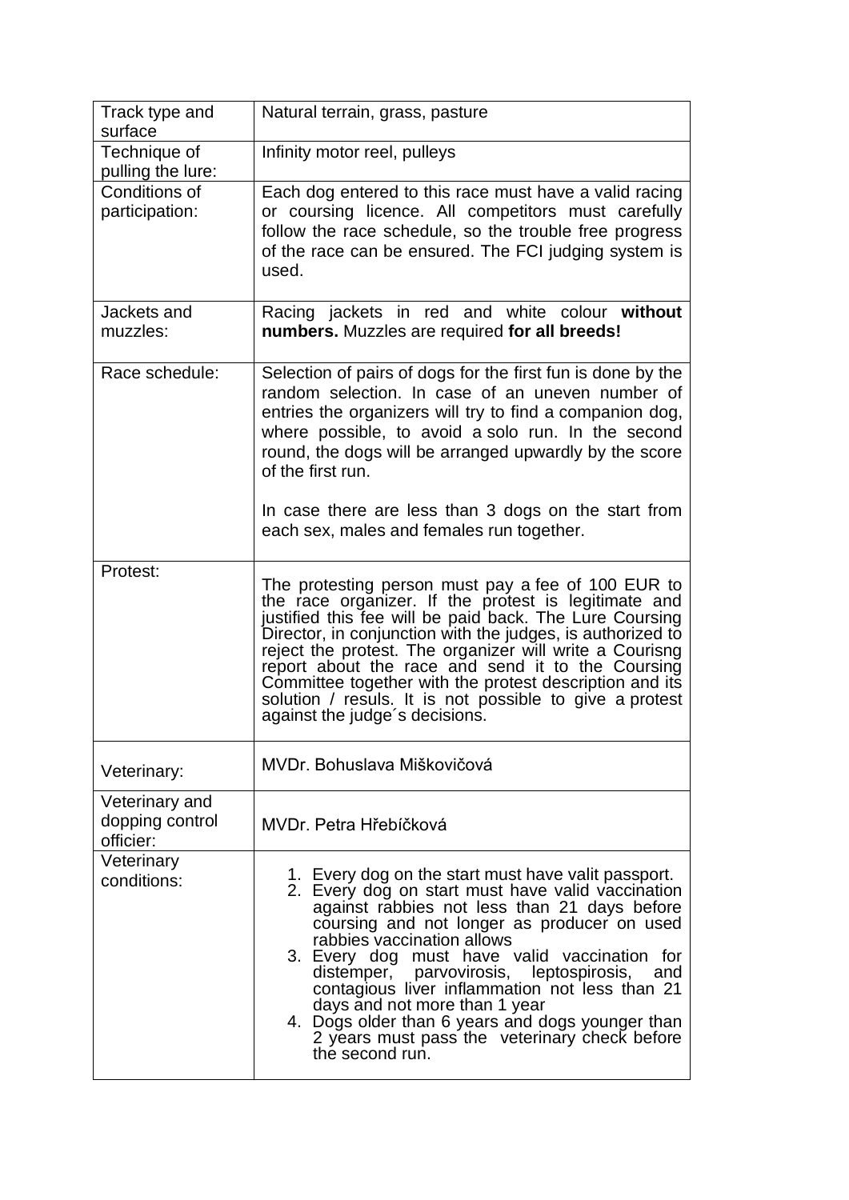| Track type and surface | Natural terrain, grass, pasture |
|---|---|
| Technique of pulling the lure: | Infinity motor reel, pulleys |
| Conditions of participation: | Each dog entered to this race must have a valid racing or coursing licence. All competitors must carefully follow the race schedule, so the trouble free progress of the race can be ensured. The FCI judging system is used. |
| Jackets and muzzles: | Racing jackets in red and white colour **without numbers.** Muzzles are required **for all breeds!** |
| Race schedule: | Selection of pairs of dogs for the first fun is done by the random selection. In case of an uneven number of entries the organizers will try to find a companion dog, where possible, to avoid a solo run. In the second round, the dogs will be arranged upwardly by the score of the first run.<br><br>In case there are less than 3 dogs on the start from each sex, males and females run together. |
| Protest: | The protesting person must pay a fee of 100 EUR to the race organizer. If the protest is legitimate and justified this fee will be paid back. The Lure Coursing Director, in conjunction with the judges, is authorized to reject the protest. The organizer will write a Courisng report about the race and send it to the Coursing Committee together with the protest description and its solution / resuls. It is not possible to give a protest against the judge´s decisions. |
| Veterinary: | MVDr. Bohuslava Miškovičová |
| Veterinary and dopping control officier: | MVDr. Petra Hřebíčková |
| Veterinary conditions: | 1. Every dog on the start must have valit passport.<br>2. Every dog on start must have valid vaccination against rabbies not less than 21 days before coursing and not longer as producer on used rabbies vaccination allows<br>3. Every dog must have valid vaccination for distemper, parvovirosis, leptospirosis, and contagious liver inflammation not less than 21 days and not more than 1 year<br>4. Dogs older than 6 years and dogs younger than 2 years must pass the veterinary check before the second run. |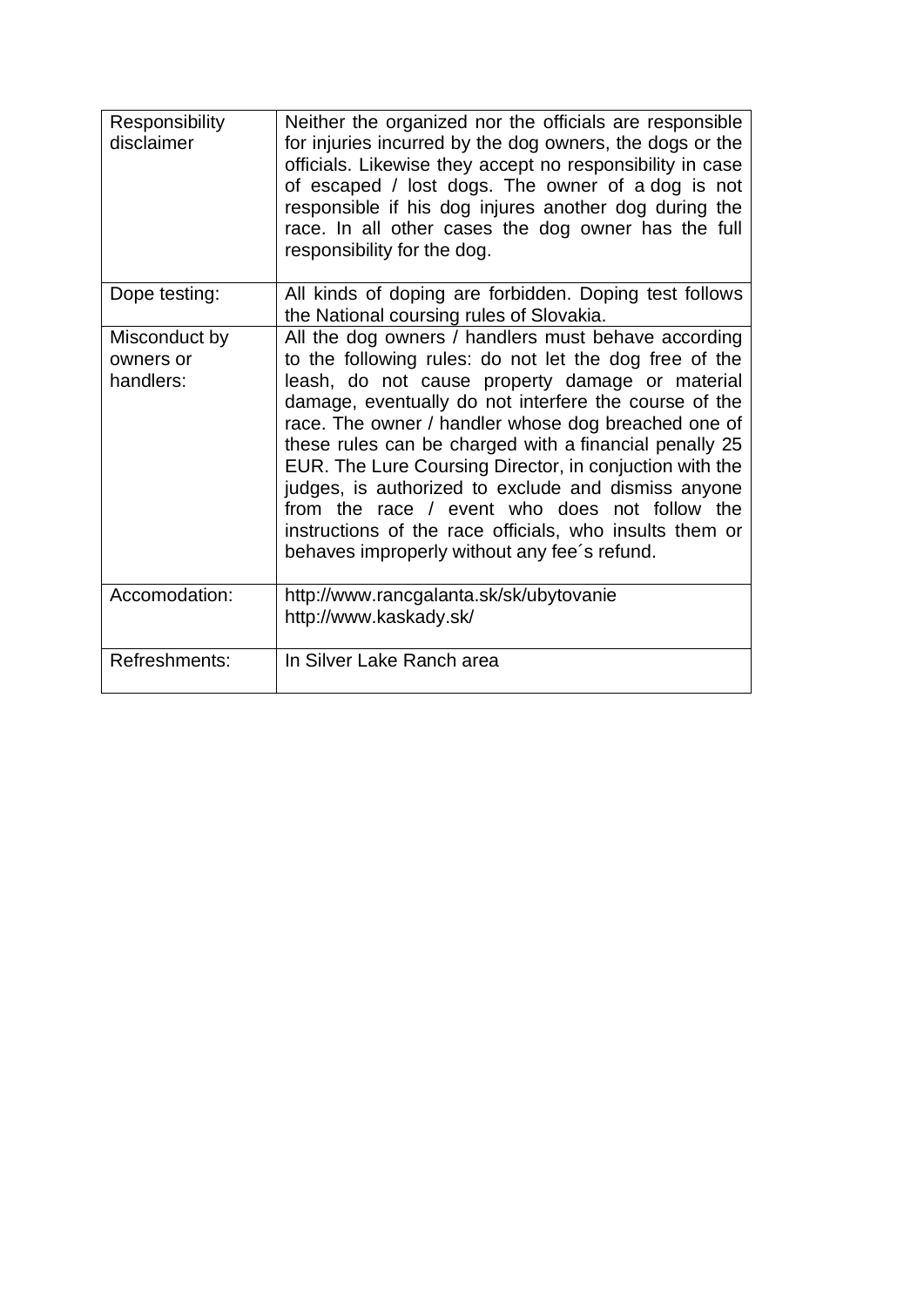| | |
|---|---|
| Responsibility disclaimer | Neither the organized nor the officials are responsible for injuries incurred by the dog owners, the dogs or the officials. Likewise they accept no responsibility in case of escaped / lost dogs. The owner of a dog is not responsible if his dog injures another dog during the race. In all other cases the dog owner has the full responsibility for the dog. |
| Dope testing: | All kinds of doping are forbidden. Doping test follows the National coursing rules of Slovakia. |
| Misconduct by owners or handlers: | All the dog owners / handlers must behave according to the following rules: do not let the dog free of the leash, do not cause property damage or material damage, eventually do not interfere the course of the race. The owner / handler whose dog breached one of these rules can be charged with a financial penally 25 EUR. The Lure Coursing Director, in conjuction with the judges, is authorized to exclude and dismiss anyone from the race / event who does not follow the instructions of the race officials, who insults them or behaves improperly without any fee´s refund. |
| Accomodation: | http://www.rancgalanta.sk/sk/ubytovanie<br>http://www.kaskady.sk/ |
| Refreshments: | In Silver Lake Ranch area |